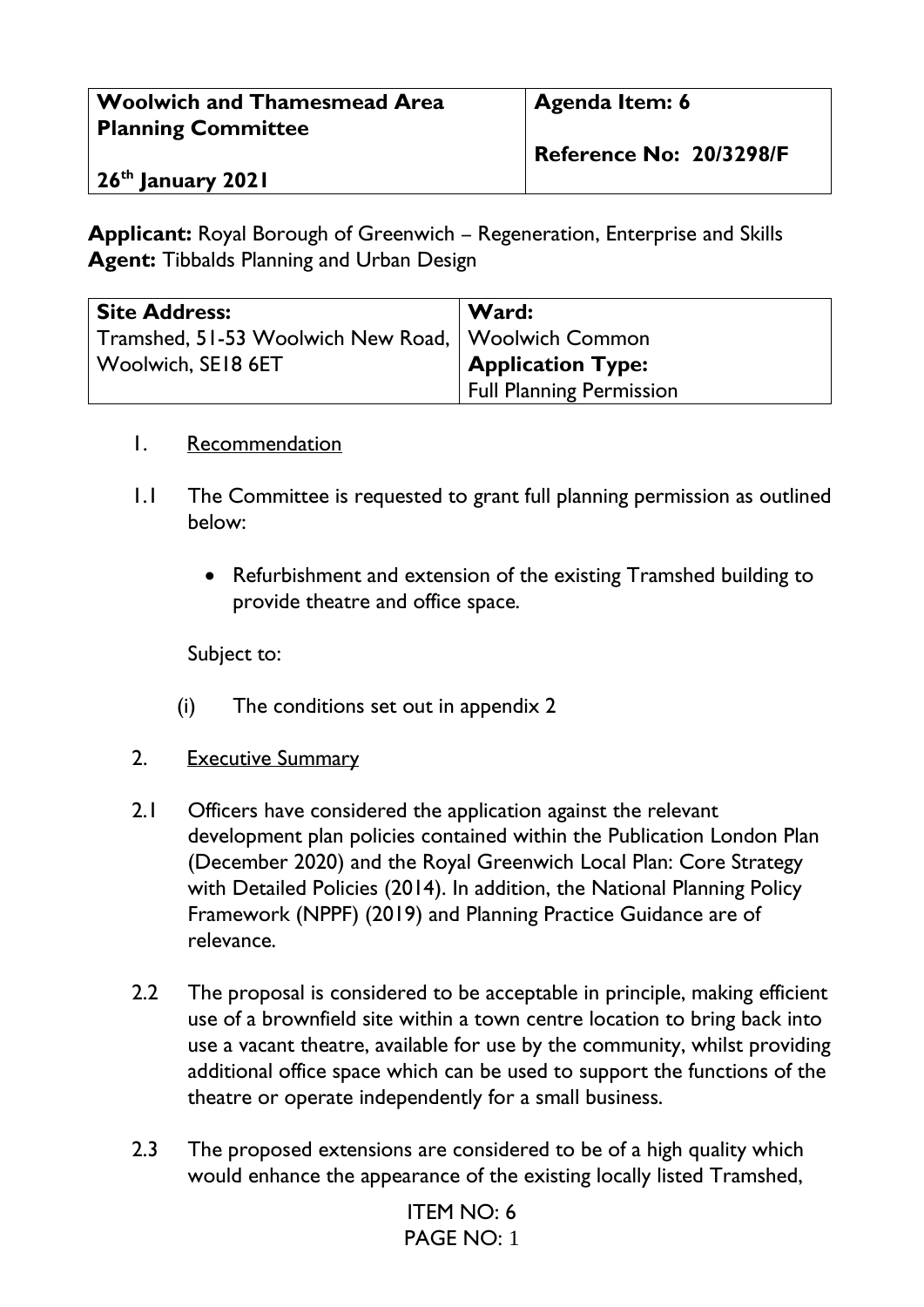| Woolwich and Thamesmead Area Planning Committee<br><br>26th January 2021 | Agenda Item: 6<br><br>Reference No: 20/3298/F |
| --- | --- |

**Applicant:** Royal Borough of Greenwich – Regeneration, Enterprise and Skills
**Agent:** Tibbalds Planning and Urban Design

| Site Address: | Ward: |
| --- | --- |
| Tramshed, 51-53 Woolwich New Road, Woolwich, SE18 6ET | Woolwich Common<br>**Application Type:**<br>Full Planning Permission |

1. Recommendation

1.1 The Committee is requested to grant full planning permission as outlined below:

- Refurbishment and extension of the existing Tramshed building to provide theatre and office space.

Subject to:

(i) The conditions set out in appendix 2

2. Executive Summary

2.1 Officers have considered the application against the relevant development plan policies contained within the Publication London Plan (December 2020) and the Royal Greenwich Local Plan: Core Strategy with Detailed Policies (2014). In addition, the National Planning Policy Framework (NPPF) (2019) and Planning Practice Guidance are of relevance.

2.2 The proposal is considered to be acceptable in principle, making efficient use of a brownfield site within a town centre location to bring back into use a vacant theatre, available for use by the community, whilst providing additional office space which can be used to support the functions of the theatre or operate independently for a small business.

2.3 The proposed extensions are considered to be of a high quality which would enhance the appearance of the existing locally listed Tramshed,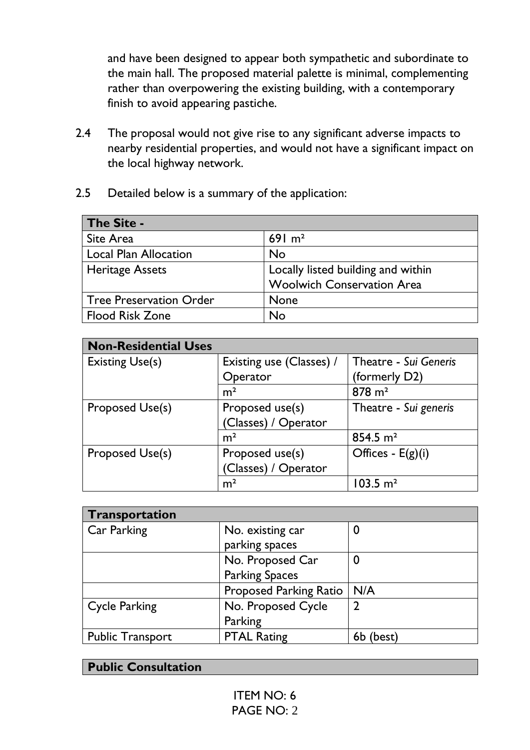and have been designed to appear both sympathetic and subordinate to the main hall. The proposed material palette is minimal, complementing rather than overpowering the existing building, with a contemporary finish to avoid appearing pastiche.

2.4 The proposal would not give rise to any significant adverse impacts to nearby residential properties, and would not have a significant impact on the local highway network.

2.5 Detailed below is a summary of the application:

| **The Site -** | |
|---|---|
| Site Area | 691 m² |
| Local Plan Allocation | No |
| Heritage Assets | Locally listed building and within Woolwich Conservation Area |
| Tree Preservation Order | None |
| Flood Risk Zone | No |

| **Non-Residential Uses** | | |
|---|---|---|
| Existing Use(s) | Existing use (Classes) / Operator | Theatre - *Sui Generis* (formerly D2) |
| | m² | 878 m² |
| Proposed Use(s) | Proposed use(s) (Classes) / Operator | Theatre - *Sui generis* |
| | m² | 854.5 m² |
| Proposed Use(s) | Proposed use(s) (Classes) / Operator | Offices - E(g)(i) |
| | m² | 103.5 m² |

| **Transportation** | | |
|---|---|---|
| Car Parking | No. existing car parking spaces | 0 |
| | No. Proposed Car Parking Spaces | 0 |
| | Proposed Parking Ratio | N/A |
| Cycle Parking | No. Proposed Cycle Parking | 2 |
| Public Transport | PTAL Rating | 6b (best) |

| **Public Consultation** |
|---|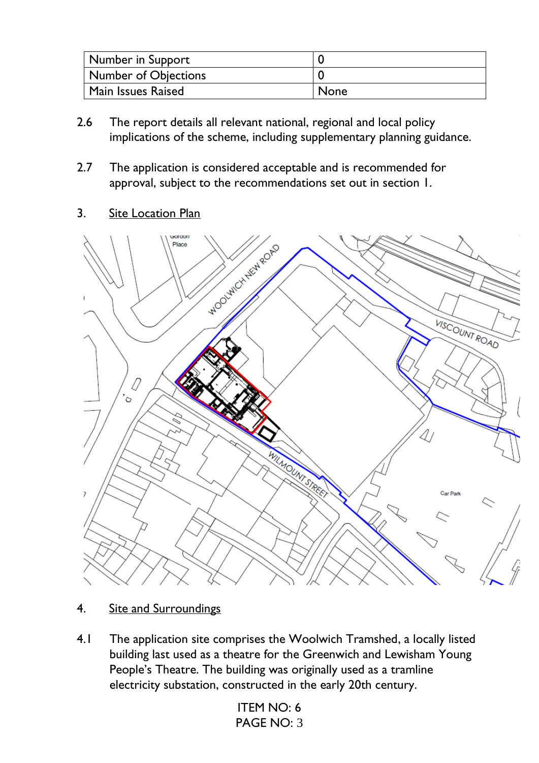| Number in Support | 0 |
| --- | --- |
| Number of Objections | 0 |
| Main Issues Raised | None |

2.6 The report details all relevant national, regional and local policy implications of the scheme, including supplementary planning guidance.

2.7 The application is considered acceptable and is recommended for approval, subject to the recommendations set out in section 1.

## 3. Site Location Plan

## 4. Site and Surroundings

4.1 The application site comprises the Woolwich Tramshed, a locally listed building last used as a theatre for the Greenwich and Lewisham Young People's Theatre. The building was originally used as a tramline electricity substation, constructed in the early 20th century.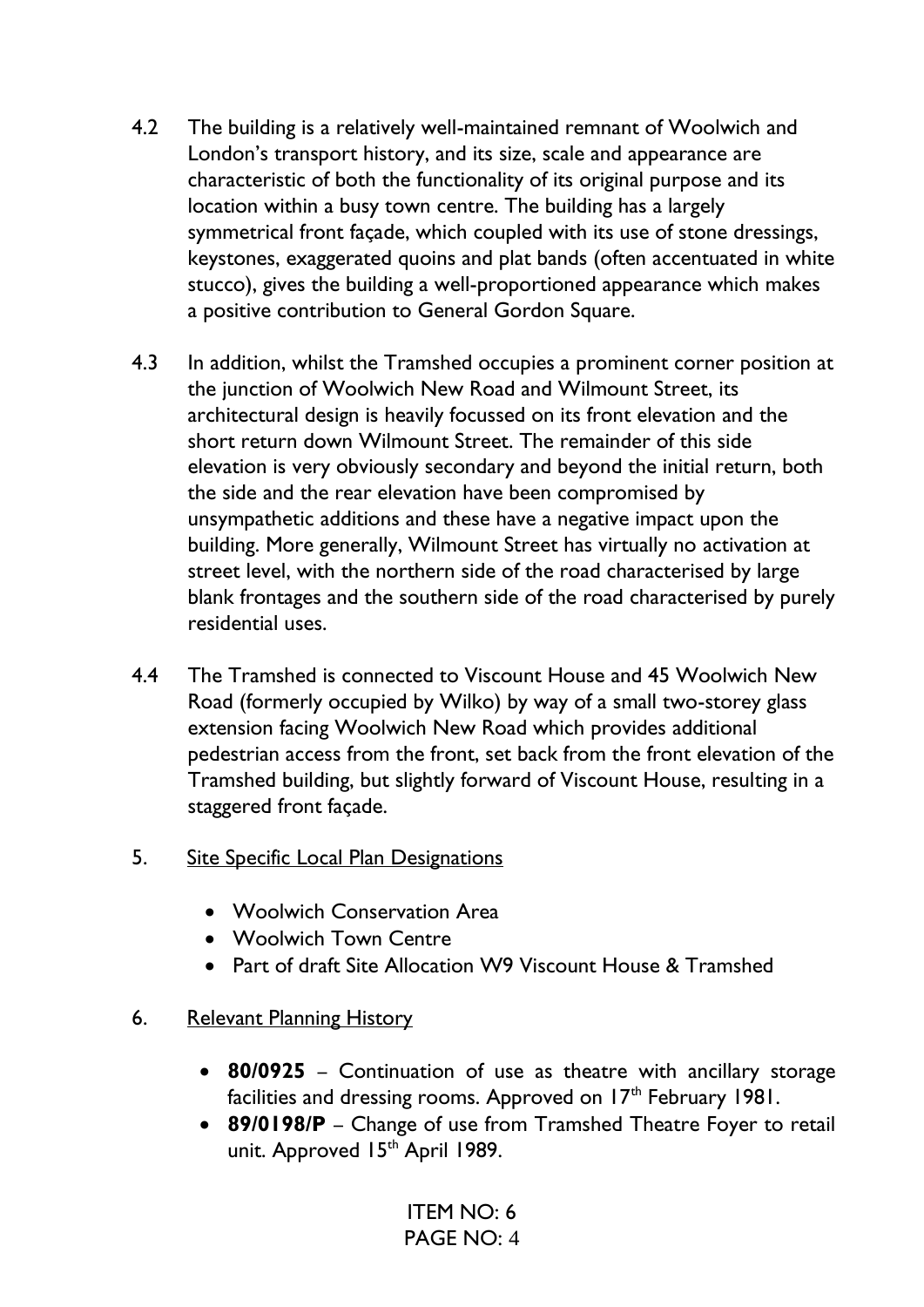4.2 The building is a relatively well-maintained remnant of Woolwich and London's transport history, and its size, scale and appearance are characteristic of both the functionality of its original purpose and its location within a busy town centre. The building has a largely symmetrical front façade, which coupled with its use of stone dressings, keystones, exaggerated quoins and plat bands (often accentuated in white stucco), gives the building a well-proportioned appearance which makes a positive contribution to General Gordon Square.

4.3 In addition, whilst the Tramshed occupies a prominent corner position at the junction of Woolwich New Road and Wilmount Street, its architectural design is heavily focussed on its front elevation and the short return down Wilmount Street. The remainder of this side elevation is very obviously secondary and beyond the initial return, both the side and the rear elevation have been compromised by unsympathetic additions and these have a negative impact upon the building. More generally, Wilmount Street has virtually no activation at street level, with the northern side of the road characterised by large blank frontages and the southern side of the road characterised by purely residential uses.

4.4 The Tramshed is connected to Viscount House and 45 Woolwich New Road (formerly occupied by Wilko) by way of a small two-storey glass extension facing Woolwich New Road which provides additional pedestrian access from the front, set back from the front elevation of the Tramshed building, but slightly forward of Viscount House, resulting in a staggered front façade.

## 5. Site Specific Local Plan Designations

- Woolwich Conservation Area
- Woolwich Town Centre
- Part of draft Site Allocation W9 Viscount House & Tramshed

## 6. Relevant Planning History

- **80/0925** – Continuation of use as theatre with ancillary storage facilities and dressing rooms. Approved on 17th February 1981.
- **89/0198/P** – Change of use from Tramshed Theatre Foyer to retail unit. Approved 15th April 1989.

ITEM NO: 6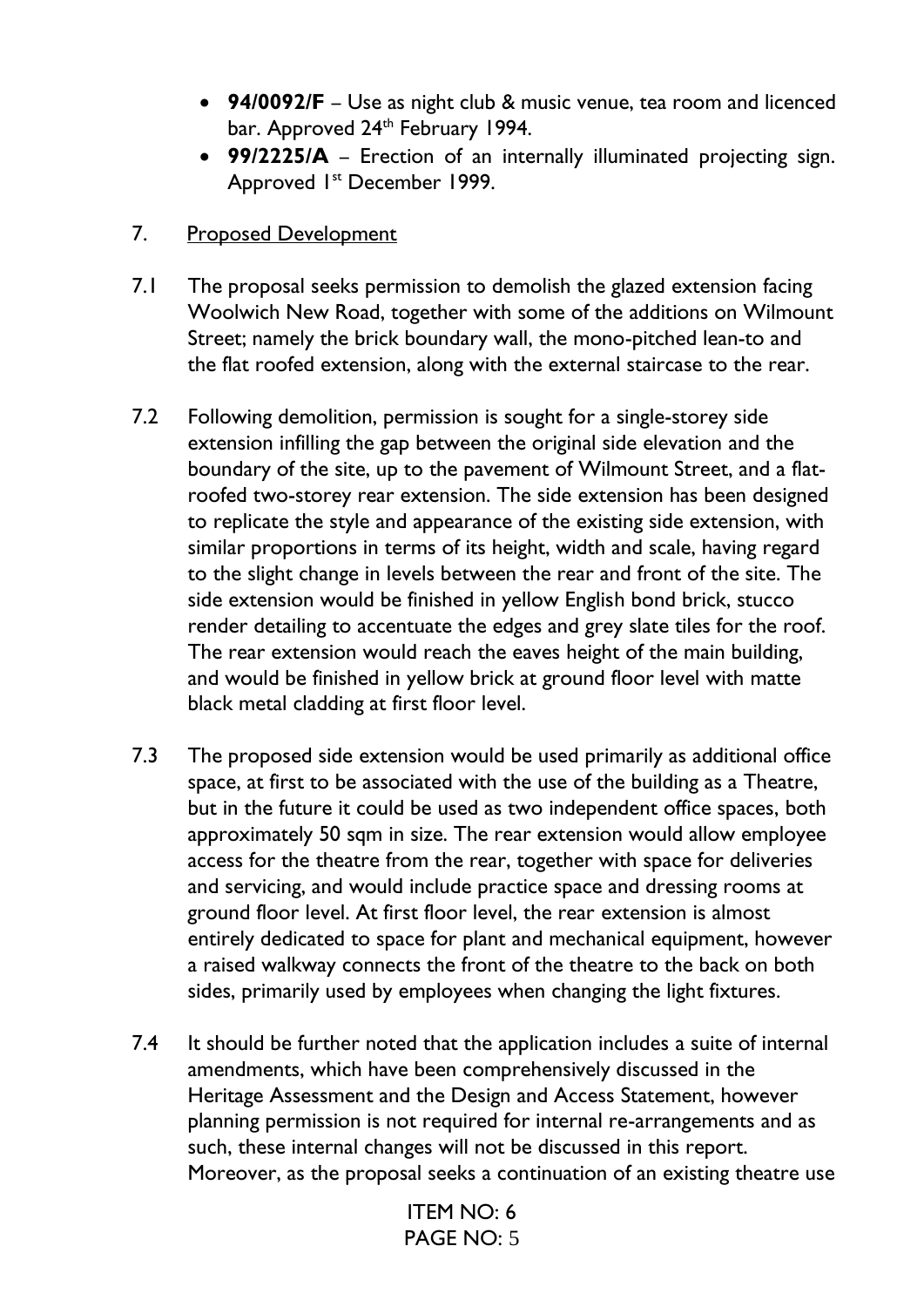- **94/0092/F** – Use as night club & music venue, tea room and licenced bar. Approved 24th February 1994.
- **99/2225/A** – Erection of an internally illuminated projecting sign. Approved 1st December 1999.

## 7. Proposed Development

7.1 The proposal seeks permission to demolish the glazed extension facing Woolwich New Road, together with some of the additions on Wilmount Street; namely the brick boundary wall, the mono-pitched lean-to and the flat roofed extension, along with the external staircase to the rear.

7.2 Following demolition, permission is sought for a single-storey side extension infilling the gap between the original side elevation and the boundary of the site, up to the pavement of Wilmount Street, and a flat-roofed two-storey rear extension. The side extension has been designed to replicate the style and appearance of the existing side extension, with similar proportions in terms of its height, width and scale, having regard to the slight change in levels between the rear and front of the site. The side extension would be finished in yellow English bond brick, stucco render detailing to accentuate the edges and grey slate tiles for the roof. The rear extension would reach the eaves height of the main building, and would be finished in yellow brick at ground floor level with matte black metal cladding at first floor level.

7.3 The proposed side extension would be used primarily as additional office space, at first to be associated with the use of the building as a Theatre, but in the future it could be used as two independent office spaces, both approximately 50 sqm in size. The rear extension would allow employee access for the theatre from the rear, together with space for deliveries and servicing, and would include practice space and dressing rooms at ground floor level. At first floor level, the rear extension is almost entirely dedicated to space for plant and mechanical equipment, however a raised walkway connects the front of the theatre to the back on both sides, primarily used by employees when changing the light fixtures.

7.4 It should be further noted that the application includes a suite of internal amendments, which have been comprehensively discussed in the Heritage Assessment and the Design and Access Statement, however planning permission is not required for internal re-arrangements and as such, these internal changes will not be discussed in this report. Moreover, as the proposal seeks a continuation of an existing theatre use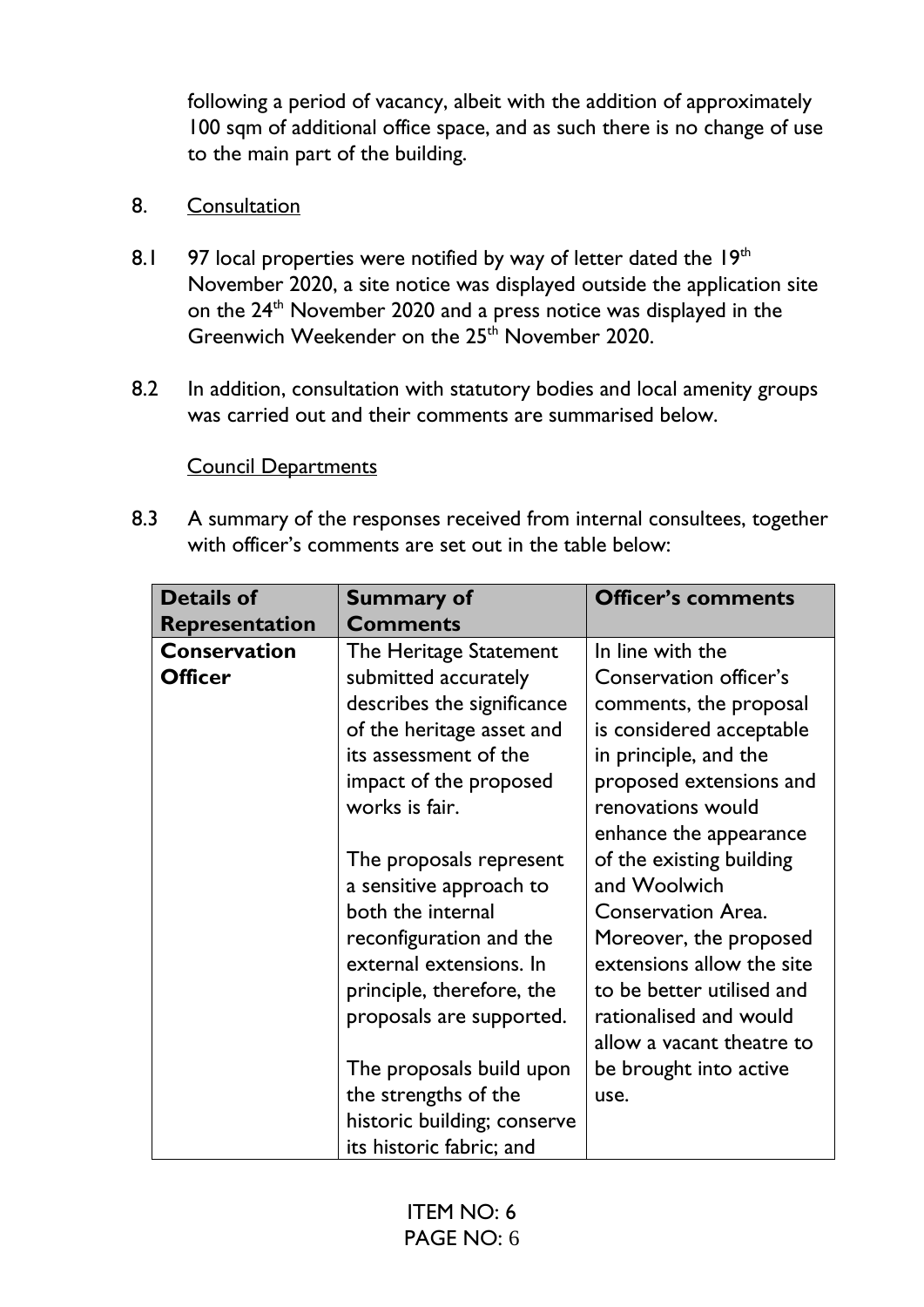following a period of vacancy, albeit with the addition of approximately 100 sqm of additional office space, and as such there is no change of use to the main part of the building.

8. Consultation

8.1 97 local properties were notified by way of letter dated the 19th November 2020, a site notice was displayed outside the application site on the 24th November 2020 and a press notice was displayed in the Greenwich Weekender on the 25th November 2020.

8.2 In addition, consultation with statutory bodies and local amenity groups was carried out and their comments are summarised below.

Council Departments

8.3 A summary of the responses received from internal consultees, together with officer's comments are set out in the table below:

| Details of Representation | Summary of Comments | Officer's comments |
|---|---|---|
| **Conservation Officer** | The Heritage Statement submitted accurately describes the significance of the heritage asset and its assessment of the impact of the proposed works is fair.<br><br>The proposals represent a sensitive approach to both the internal reconfiguration and the external extensions. In principle, therefore, the proposals are supported.<br><br>The proposals build upon the strengths of the historic building; conserve its historic fabric; and | In line with the Conservation officer's comments, the proposal is considered acceptable in principle, and the proposed extensions and renovations would enhance the appearance of the existing building and Woolwich Conservation Area. Moreover, the proposed extensions allow the site to be better utilised and rationalised and would allow a vacant theatre to be brought into active use. |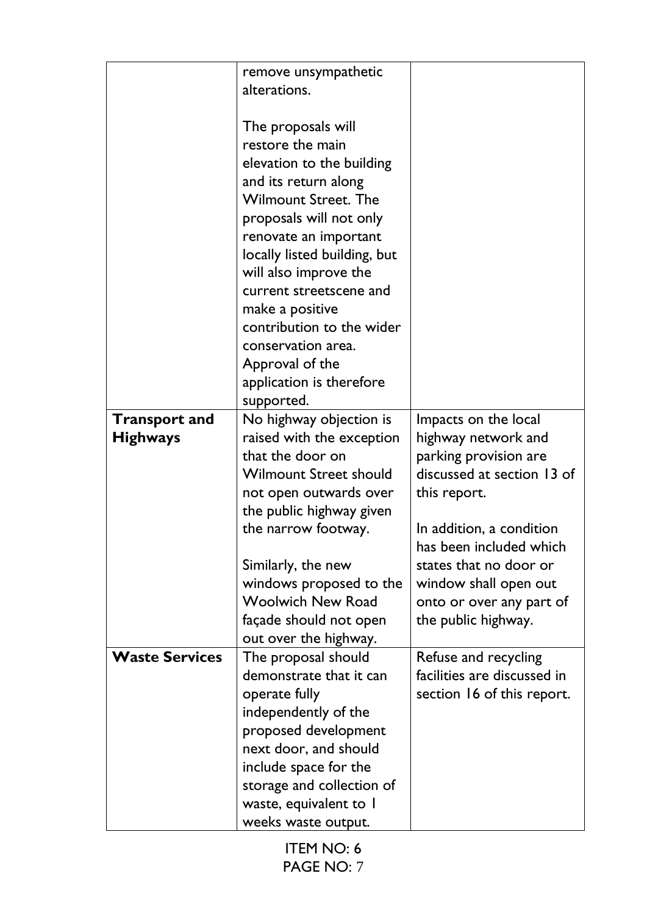| | | |
|---|---|---|
| | remove unsympathetic alterations.<br><br>The proposals will restore the main elevation to the building and its return along Wilmount Street. The proposals will not only renovate an important locally listed building, but will also improve the current streetscene and make a positive contribution to the wider conservation area. Approval of the application is therefore supported. | |
| **Transport and Highways** | No highway objection is raised with the exception that the door on Wilmount Street should not open outwards over the public highway given the narrow footway.<br><br>Similarly, the new windows proposed to the Woolwich New Road façade should not open out over the highway. | Impacts on the local highway network and parking provision are discussed at section 13 of this report.<br><br>In addition, a condition has been included which states that no door or window shall open out onto or over any part of the public highway. |
| **Waste Services** | The proposal should demonstrate that it can operate fully independently of the proposed development next door, and should include space for the storage and collection of waste, equivalent to 1 weeks waste output. | Refuse and recycling facilities are discussed in section 16 of this report. |

ITEM NO: 6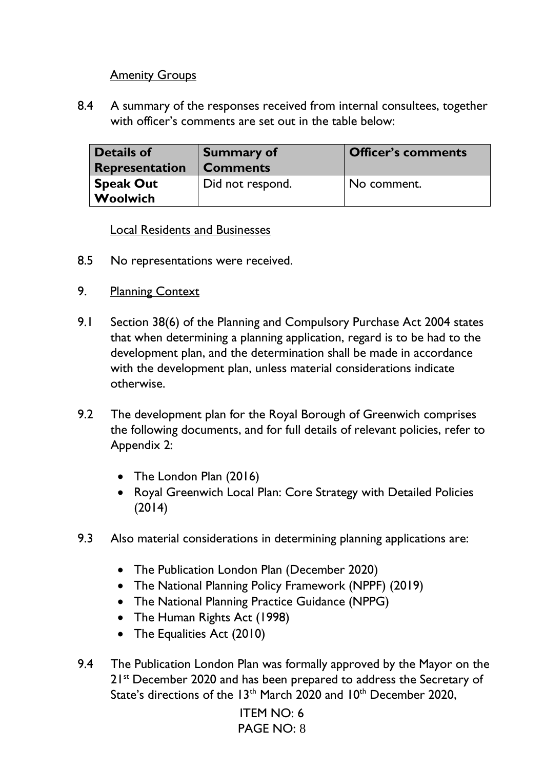Amenity Groups

8.4 A summary of the responses received from internal consultees, together with officer's comments are set out in the table below:

| Details of Representation | Summary of Comments | Officer's comments |
|---|---|---|
| **Speak Out Woolwich** | Did not respond. | No comment. |

Local Residents and Businesses

8.5 No representations were received.

## 9. Planning Context

9.1 Section 38(6) of the Planning and Compulsory Purchase Act 2004 states that when determining a planning application, regard is to be had to the development plan, and the determination shall be made in accordance with the development plan, unless material considerations indicate otherwise.

9.2 The development plan for the Royal Borough of Greenwich comprises the following documents, and for full details of relevant policies, refer to Appendix 2:

- The London Plan (2016)
- Royal Greenwich Local Plan: Core Strategy with Detailed Policies (2014)

9.3 Also material considerations in determining planning applications are:

- The Publication London Plan (December 2020)
- The National Planning Policy Framework (NPPF) (2019)
- The National Planning Practice Guidance (NPPG)
- The Human Rights Act (1998)
- The Equalities Act (2010)

9.4 The Publication London Plan was formally approved by the Mayor on the 21st December 2020 and has been prepared to address the Secretary of State's directions of the 13th March 2020 and 10th December 2020,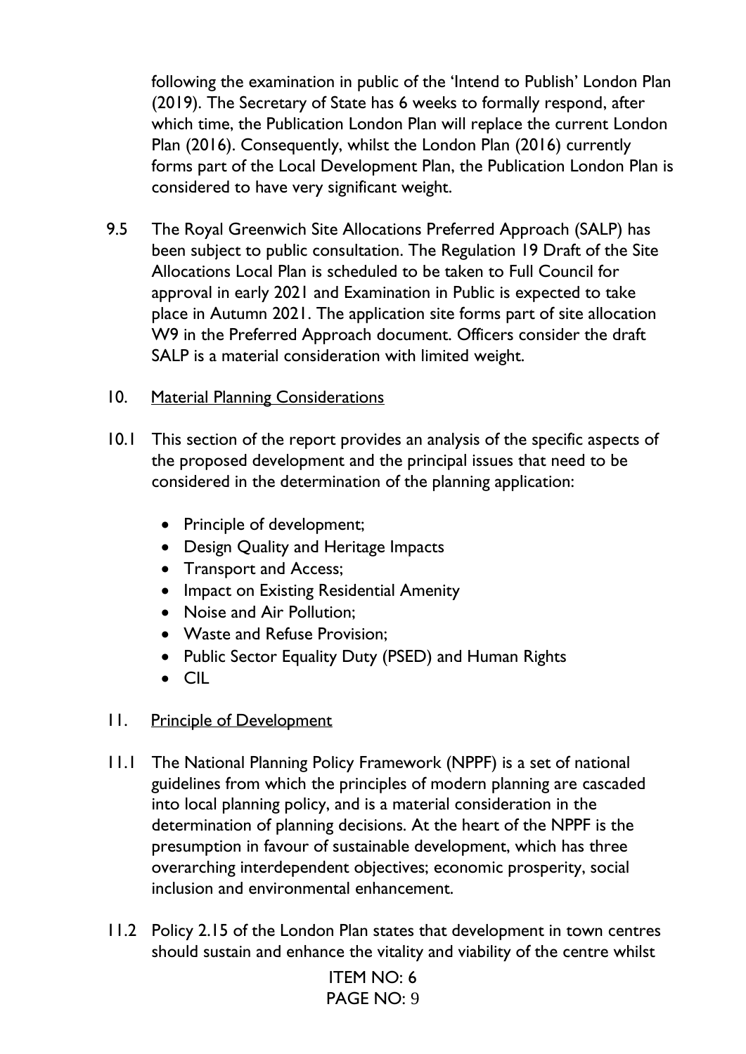following the examination in public of the 'Intend to Publish' London Plan (2019). The Secretary of State has 6 weeks to formally respond, after which time, the Publication London Plan will replace the current London Plan (2016). Consequently, whilst the London Plan (2016) currently forms part of the Local Development Plan, the Publication London Plan is considered to have very significant weight.

9.5 The Royal Greenwich Site Allocations Preferred Approach (SALP) has been subject to public consultation. The Regulation 19 Draft of the Site Allocations Local Plan is scheduled to be taken to Full Council for approval in early 2021 and Examination in Public is expected to take place in Autumn 2021. The application site forms part of site allocation W9 in the Preferred Approach document. Officers consider the draft SALP is a material consideration with limited weight.

## 10. Material Planning Considerations

10.1 This section of the report provides an analysis of the specific aspects of the proposed development and the principal issues that need to be considered in the determination of the planning application:

- Principle of development;
- Design Quality and Heritage Impacts
- Transport and Access;
- Impact on Existing Residential Amenity
- Noise and Air Pollution;
- Waste and Refuse Provision;
- Public Sector Equality Duty (PSED) and Human Rights
- CIL

## 11. Principle of Development

11.1 The National Planning Policy Framework (NPPF) is a set of national guidelines from which the principles of modern planning are cascaded into local planning policy, and is a material consideration in the determination of planning decisions. At the heart of the NPPF is the presumption in favour of sustainable development, which has three overarching interdependent objectives; economic prosperity, social inclusion and environmental enhancement.

11.2 Policy 2.15 of the London Plan states that development in town centres should sustain and enhance the vitality and viability of the centre whilst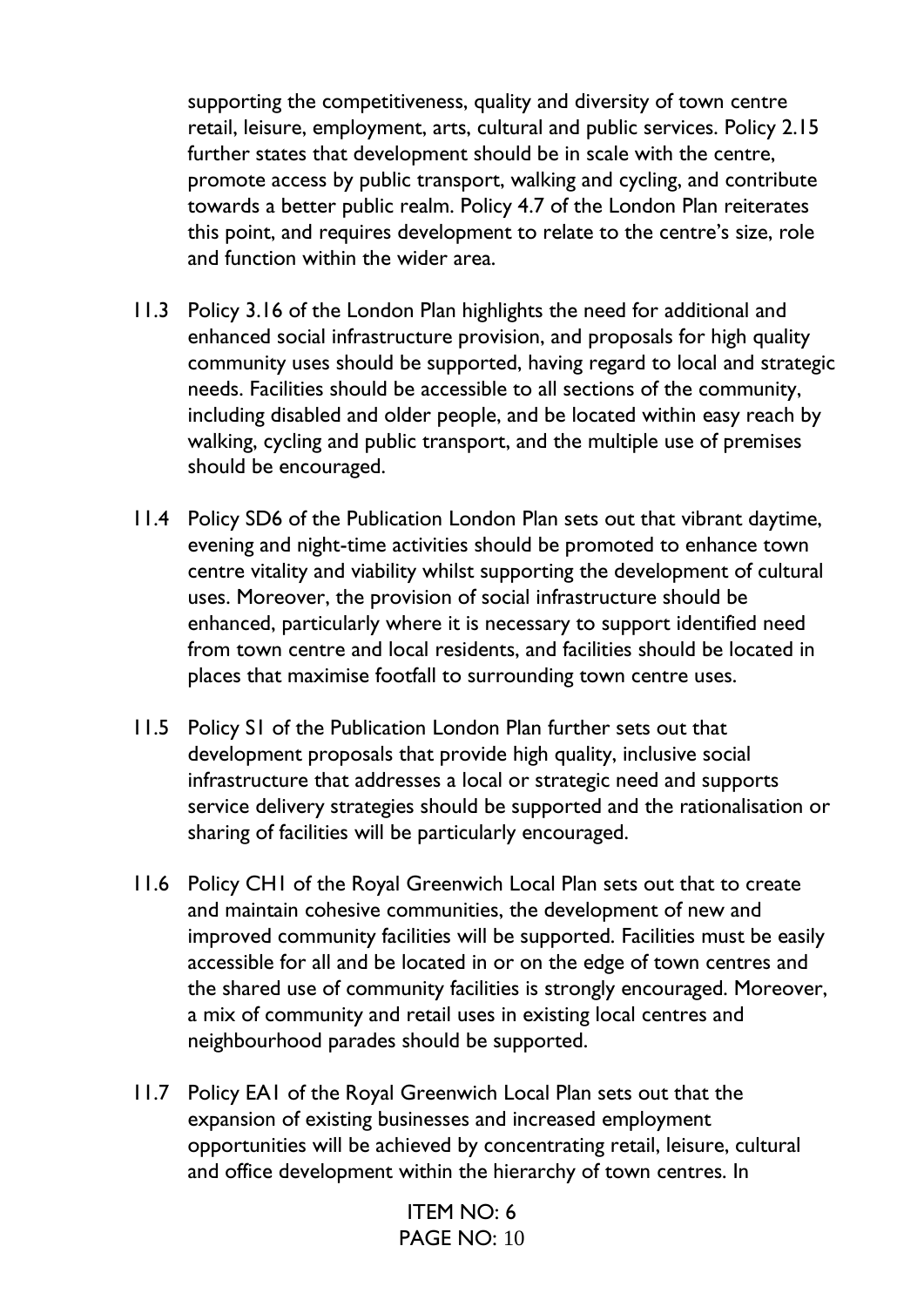supporting the competitiveness, quality and diversity of town centre retail, leisure, employment, arts, cultural and public services. Policy 2.15 further states that development should be in scale with the centre, promote access by public transport, walking and cycling, and contribute towards a better public realm. Policy 4.7 of the London Plan reiterates this point, and requires development to relate to the centre's size, role and function within the wider area.

11.3 Policy 3.16 of the London Plan highlights the need for additional and enhanced social infrastructure provision, and proposals for high quality community uses should be supported, having regard to local and strategic needs. Facilities should be accessible to all sections of the community, including disabled and older people, and be located within easy reach by walking, cycling and public transport, and the multiple use of premises should be encouraged.

11.4 Policy SD6 of the Publication London Plan sets out that vibrant daytime, evening and night-time activities should be promoted to enhance town centre vitality and viability whilst supporting the development of cultural uses. Moreover, the provision of social infrastructure should be enhanced, particularly where it is necessary to support identified need from town centre and local residents, and facilities should be located in places that maximise footfall to surrounding town centre uses.

11.5 Policy S1 of the Publication London Plan further sets out that development proposals that provide high quality, inclusive social infrastructure that addresses a local or strategic need and supports service delivery strategies should be supported and the rationalisation or sharing of facilities will be particularly encouraged.

11.6 Policy CH1 of the Royal Greenwich Local Plan sets out that to create and maintain cohesive communities, the development of new and improved community facilities will be supported. Facilities must be easily accessible for all and be located in or on the edge of town centres and the shared use of community facilities is strongly encouraged. Moreover, a mix of community and retail uses in existing local centres and neighbourhood parades should be supported.

11.7 Policy EA1 of the Royal Greenwich Local Plan sets out that the expansion of existing businesses and increased employment opportunities will be achieved by concentrating retail, leisure, cultural and office development within the hierarchy of town centres. In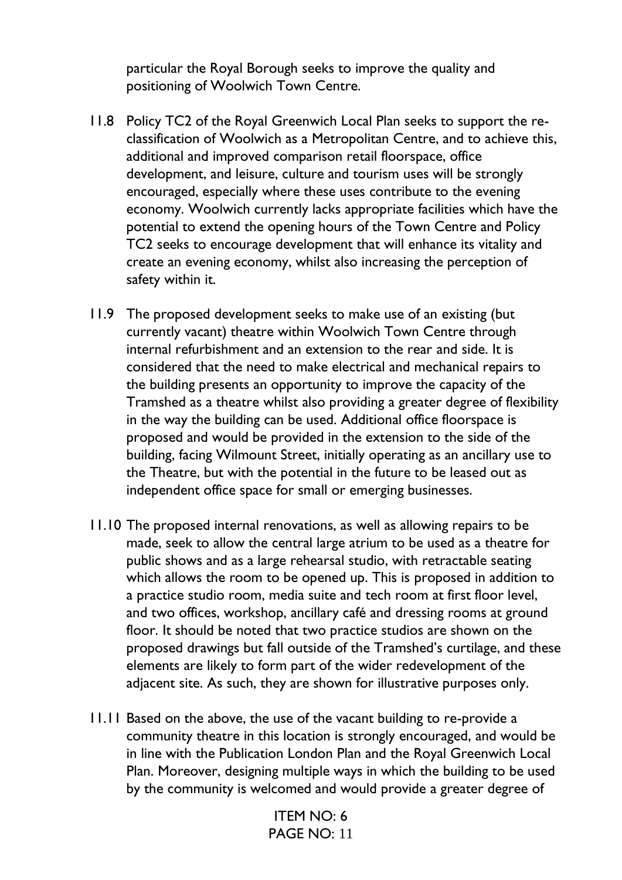particular the Royal Borough seeks to improve the quality and positioning of Woolwich Town Centre.

11.8 Policy TC2 of the Royal Greenwich Local Plan seeks to support the re-classification of Woolwich as a Metropolitan Centre, and to achieve this, additional and improved comparison retail floorspace, office development, and leisure, culture and tourism uses will be strongly encouraged, especially where these uses contribute to the evening economy. Woolwich currently lacks appropriate facilities which have the potential to extend the opening hours of the Town Centre and Policy TC2 seeks to encourage development that will enhance its vitality and create an evening economy, whilst also increasing the perception of safety within it.

11.9 The proposed development seeks to make use of an existing (but currently vacant) theatre within Woolwich Town Centre through internal refurbishment and an extension to the rear and side. It is considered that the need to make electrical and mechanical repairs to the building presents an opportunity to improve the capacity of the Tramshed as a theatre whilst also providing a greater degree of flexibility in the way the building can be used. Additional office floorspace is proposed and would be provided in the extension to the side of the building, facing Wilmount Street, initially operating as an ancillary use to the Theatre, but with the potential in the future to be leased out as independent office space for small or emerging businesses.

11.10 The proposed internal renovations, as well as allowing repairs to be made, seek to allow the central large atrium to be used as a theatre for public shows and as a large rehearsal studio, with retractable seating which allows the room to be opened up. This is proposed in addition to a practice studio room, media suite and tech room at first floor level, and two offices, workshop, ancillary café and dressing rooms at ground floor. It should be noted that two practice studios are shown on the proposed drawings but fall outside of the Tramshed's curtilage, and these elements are likely to form part of the wider redevelopment of the adjacent site. As such, they are shown for illustrative purposes only.

11.11 Based on the above, the use of the vacant building to re-provide a community theatre in this location is strongly encouraged, and would be in line with the Publication London Plan and the Royal Greenwich Local Plan. Moreover, designing multiple ways in which the building to be used by the community is welcomed and would provide a greater degree of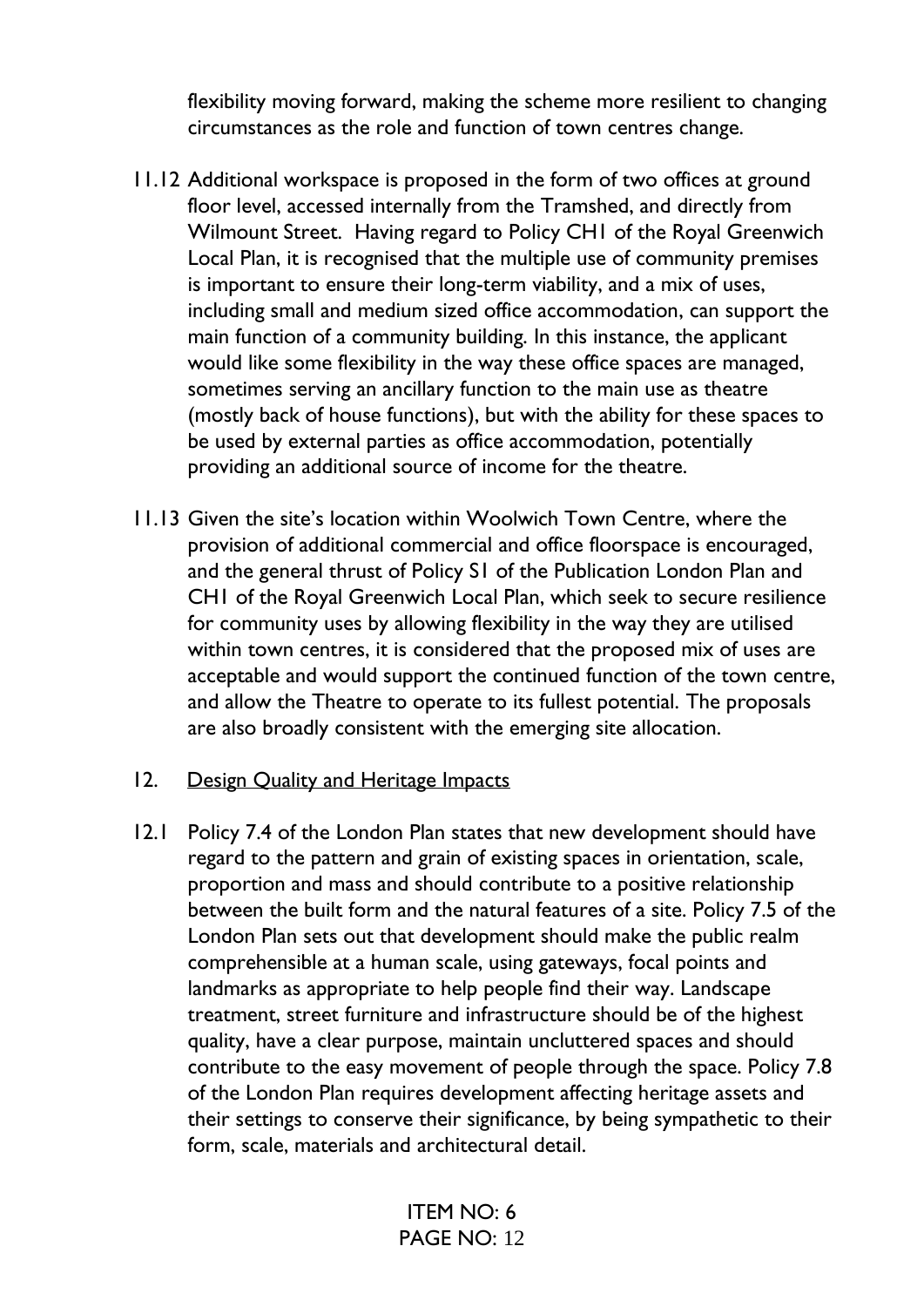flexibility moving forward, making the scheme more resilient to changing circumstances as the role and function of town centres change.

11.12 Additional workspace is proposed in the form of two offices at ground floor level, accessed internally from the Tramshed, and directly from Wilmount Street. Having regard to Policy CH1 of the Royal Greenwich Local Plan, it is recognised that the multiple use of community premises is important to ensure their long-term viability, and a mix of uses, including small and medium sized office accommodation, can support the main function of a community building. In this instance, the applicant would like some flexibility in the way these office spaces are managed, sometimes serving an ancillary function to the main use as theatre (mostly back of house functions), but with the ability for these spaces to be used by external parties as office accommodation, potentially providing an additional source of income for the theatre.

11.13 Given the site's location within Woolwich Town Centre, where the provision of additional commercial and office floorspace is encouraged, and the general thrust of Policy S1 of the Publication London Plan and CH1 of the Royal Greenwich Local Plan, which seek to secure resilience for community uses by allowing flexibility in the way they are utilised within town centres, it is considered that the proposed mix of uses are acceptable and would support the continued function of the town centre, and allow the Theatre to operate to its fullest potential. The proposals are also broadly consistent with the emerging site allocation.

## 12. Design Quality and Heritage Impacts

12.1 Policy 7.4 of the London Plan states that new development should have regard to the pattern and grain of existing spaces in orientation, scale, proportion and mass and should contribute to a positive relationship between the built form and the natural features of a site. Policy 7.5 of the London Plan sets out that development should make the public realm comprehensible at a human scale, using gateways, focal points and landmarks as appropriate to help people find their way. Landscape treatment, street furniture and infrastructure should be of the highest quality, have a clear purpose, maintain uncluttered spaces and should contribute to the easy movement of people through the space. Policy 7.8 of the London Plan requires development affecting heritage assets and their settings to conserve their significance, by being sympathetic to their form, scale, materials and architectural detail.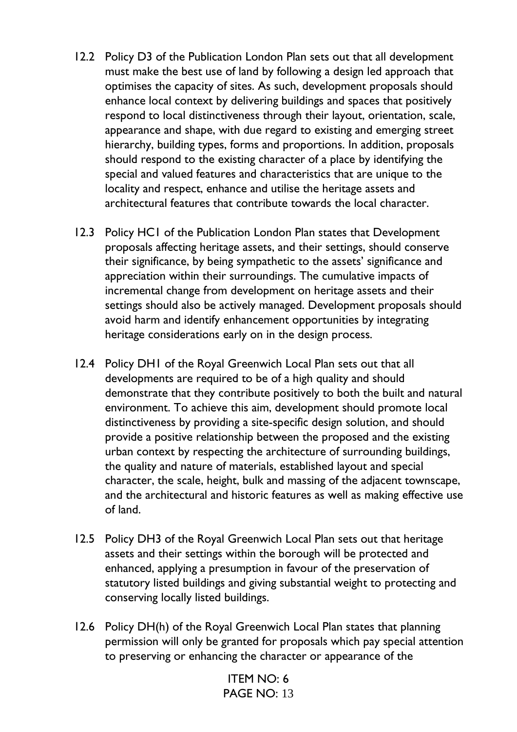12.2 Policy D3 of the Publication London Plan sets out that all development must make the best use of land by following a design led approach that optimises the capacity of sites. As such, development proposals should enhance local context by delivering buildings and spaces that positively respond to local distinctiveness through their layout, orientation, scale, appearance and shape, with due regard to existing and emerging street hierarchy, building types, forms and proportions. In addition, proposals should respond to the existing character of a place by identifying the special and valued features and characteristics that are unique to the locality and respect, enhance and utilise the heritage assets and architectural features that contribute towards the local character.

12.3 Policy HC1 of the Publication London Plan states that Development proposals affecting heritage assets, and their settings, should conserve their significance, by being sympathetic to the assets' significance and appreciation within their surroundings. The cumulative impacts of incremental change from development on heritage assets and their settings should also be actively managed. Development proposals should avoid harm and identify enhancement opportunities by integrating heritage considerations early on in the design process.

12.4 Policy DH1 of the Royal Greenwich Local Plan sets out that all developments are required to be of a high quality and should demonstrate that they contribute positively to both the built and natural environment. To achieve this aim, development should promote local distinctiveness by providing a site-specific design solution, and should provide a positive relationship between the proposed and the existing urban context by respecting the architecture of surrounding buildings, the quality and nature of materials, established layout and special character, the scale, height, bulk and massing of the adjacent townscape, and the architectural and historic features as well as making effective use of land.

12.5 Policy DH3 of the Royal Greenwich Local Plan sets out that heritage assets and their settings within the borough will be protected and enhanced, applying a presumption in favour of the preservation of statutory listed buildings and giving substantial weight to protecting and conserving locally listed buildings.

12.6 Policy DH(h) of the Royal Greenwich Local Plan states that planning permission will only be granted for proposals which pay special attention to preserving or enhancing the character or appearance of the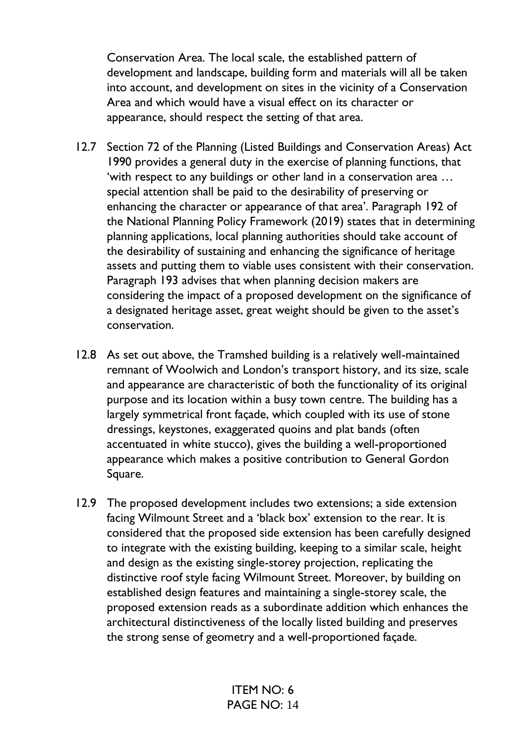Conservation Area. The local scale, the established pattern of development and landscape, building form and materials will all be taken into account, and development on sites in the vicinity of a Conservation Area and which would have a visual effect on its character or appearance, should respect the setting of that area.

12.7 Section 72 of the Planning (Listed Buildings and Conservation Areas) Act 1990 provides a general duty in the exercise of planning functions, that 'with respect to any buildings or other land in a conservation area … special attention shall be paid to the desirability of preserving or enhancing the character or appearance of that area'. Paragraph 192 of the National Planning Policy Framework (2019) states that in determining planning applications, local planning authorities should take account of the desirability of sustaining and enhancing the significance of heritage assets and putting them to viable uses consistent with their conservation. Paragraph 193 advises that when planning decision makers are considering the impact of a proposed development on the significance of a designated heritage asset, great weight should be given to the asset's conservation.

12.8 As set out above, the Tramshed building is a relatively well-maintained remnant of Woolwich and London's transport history, and its size, scale and appearance are characteristic of both the functionality of its original purpose and its location within a busy town centre. The building has a largely symmetrical front façade, which coupled with its use of stone dressings, keystones, exaggerated quoins and plat bands (often accentuated in white stucco), gives the building a well-proportioned appearance which makes a positive contribution to General Gordon Square.

12.9 The proposed development includes two extensions; a side extension facing Wilmount Street and a 'black box' extension to the rear. It is considered that the proposed side extension has been carefully designed to integrate with the existing building, keeping to a similar scale, height and design as the existing single-storey projection, replicating the distinctive roof style facing Wilmount Street. Moreover, by building on established design features and maintaining a single-storey scale, the proposed extension reads as a subordinate addition which enhances the architectural distinctiveness of the locally listed building and preserves the strong sense of geometry and a well-proportioned façade.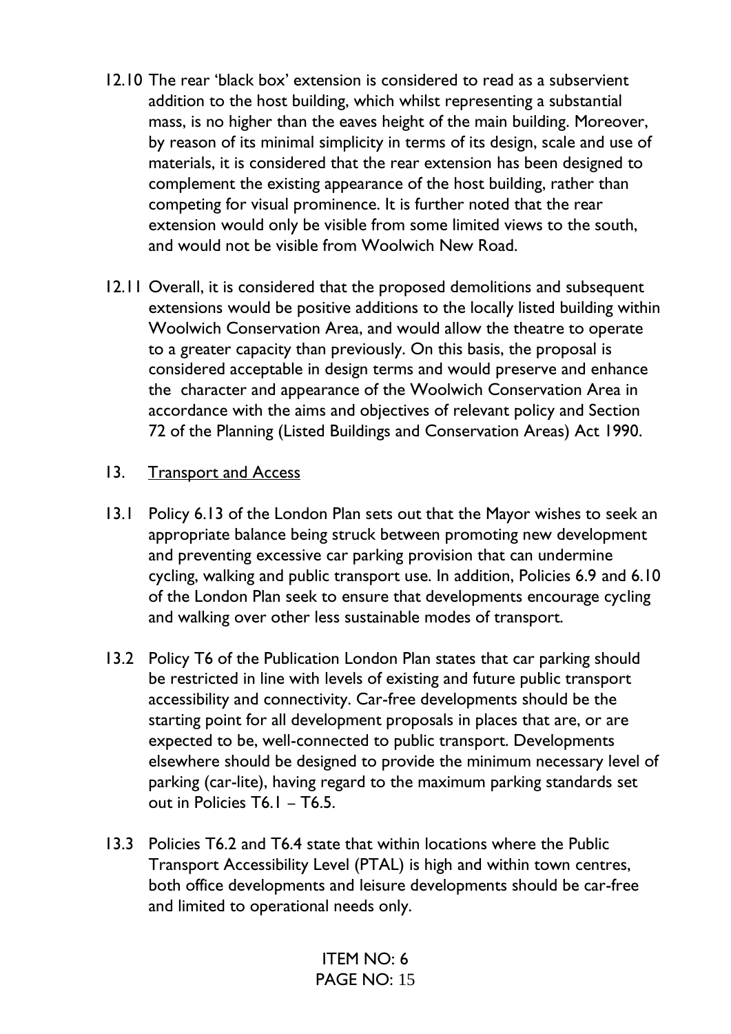12.10 The rear 'black box' extension is considered to read as a subservient addition to the host building, which whilst representing a substantial mass, is no higher than the eaves height of the main building. Moreover, by reason of its minimal simplicity in terms of its design, scale and use of materials, it is considered that the rear extension has been designed to complement the existing appearance of the host building, rather than competing for visual prominence. It is further noted that the rear extension would only be visible from some limited views to the south, and would not be visible from Woolwich New Road.

12.11 Overall, it is considered that the proposed demolitions and subsequent extensions would be positive additions to the locally listed building within Woolwich Conservation Area, and would allow the theatre to operate to a greater capacity than previously. On this basis, the proposal is considered acceptable in design terms and would preserve and enhance the character and appearance of the Woolwich Conservation Area in accordance with the aims and objectives of relevant policy and Section 72 of the Planning (Listed Buildings and Conservation Areas) Act 1990.

## 13. Transport and Access

13.1 Policy 6.13 of the London Plan sets out that the Mayor wishes to seek an appropriate balance being struck between promoting new development and preventing excessive car parking provision that can undermine cycling, walking and public transport use. In addition, Policies 6.9 and 6.10 of the London Plan seek to ensure that developments encourage cycling and walking over other less sustainable modes of transport.

13.2 Policy T6 of the Publication London Plan states that car parking should be restricted in line with levels of existing and future public transport accessibility and connectivity. Car-free developments should be the starting point for all development proposals in places that are, or are expected to be, well-connected to public transport. Developments elsewhere should be designed to provide the minimum necessary level of parking (car-lite), having regard to the maximum parking standards set out in Policies T6.1 – T6.5.

13.3 Policies T6.2 and T6.4 state that within locations where the Public Transport Accessibility Level (PTAL) is high and within town centres, both office developments and leisure developments should be car-free and limited to operational needs only.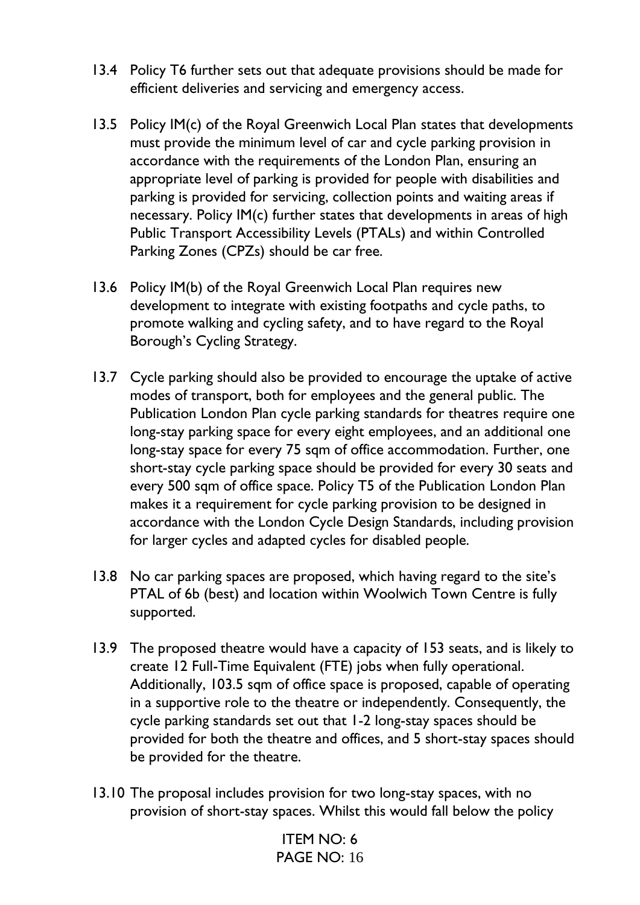13.4 Policy T6 further sets out that adequate provisions should be made for efficient deliveries and servicing and emergency access.

13.5 Policy IM(c) of the Royal Greenwich Local Plan states that developments must provide the minimum level of car and cycle parking provision in accordance with the requirements of the London Plan, ensuring an appropriate level of parking is provided for people with disabilities and parking is provided for servicing, collection points and waiting areas if necessary. Policy IM(c) further states that developments in areas of high Public Transport Accessibility Levels (PTALs) and within Controlled Parking Zones (CPZs) should be car free.

13.6 Policy IM(b) of the Royal Greenwich Local Plan requires new development to integrate with existing footpaths and cycle paths, to promote walking and cycling safety, and to have regard to the Royal Borough's Cycling Strategy.

13.7 Cycle parking should also be provided to encourage the uptake of active modes of transport, both for employees and the general public. The Publication London Plan cycle parking standards for theatres require one long-stay parking space for every eight employees, and an additional one long-stay space for every 75 sqm of office accommodation. Further, one short-stay cycle parking space should be provided for every 30 seats and every 500 sqm of office space. Policy T5 of the Publication London Plan makes it a requirement for cycle parking provision to be designed in accordance with the London Cycle Design Standards, including provision for larger cycles and adapted cycles for disabled people.

13.8 No car parking spaces are proposed, which having regard to the site's PTAL of 6b (best) and location within Woolwich Town Centre is fully supported.

13.9 The proposed theatre would have a capacity of 153 seats, and is likely to create 12 Full-Time Equivalent (FTE) jobs when fully operational. Additionally, 103.5 sqm of office space is proposed, capable of operating in a supportive role to the theatre or independently. Consequently, the cycle parking standards set out that 1-2 long-stay spaces should be provided for both the theatre and offices, and 5 short-stay spaces should be provided for the theatre.

13.10 The proposal includes provision for two long-stay spaces, with no provision of short-stay spaces. Whilst this would fall below the policy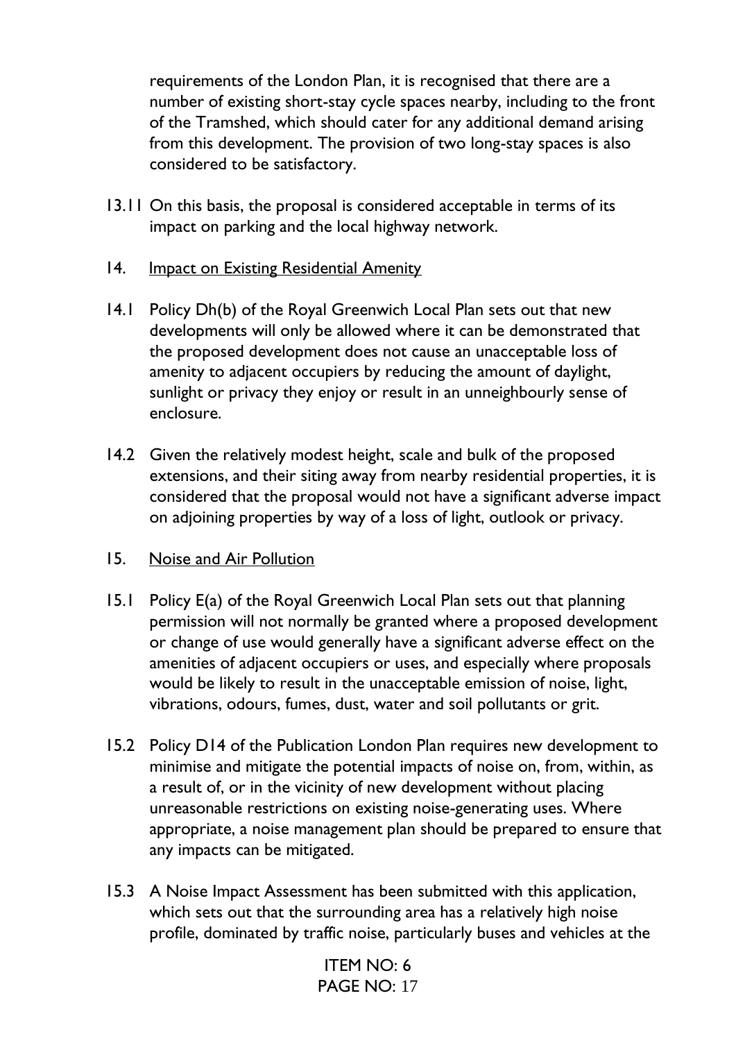requirements of the London Plan, it is recognised that there are a number of existing short-stay cycle spaces nearby, including to the front of the Tramshed, which should cater for any additional demand arising from this development. The provision of two long-stay spaces is also considered to be satisfactory.

13.11 On this basis, the proposal is considered acceptable in terms of its impact on parking and the local highway network.

## 14. Impact on Existing Residential Amenity

14.1 Policy Dh(b) of the Royal Greenwich Local Plan sets out that new developments will only be allowed where it can be demonstrated that the proposed development does not cause an unacceptable loss of amenity to adjacent occupiers by reducing the amount of daylight, sunlight or privacy they enjoy or result in an unneighbourly sense of enclosure.

14.2 Given the relatively modest height, scale and bulk of the proposed extensions, and their siting away from nearby residential properties, it is considered that the proposal would not have a significant adverse impact on adjoining properties by way of a loss of light, outlook or privacy.

## 15. Noise and Air Pollution

15.1 Policy E(a) of the Royal Greenwich Local Plan sets out that planning permission will not normally be granted where a proposed development or change of use would generally have a significant adverse effect on the amenities of adjacent occupiers or uses, and especially where proposals would be likely to result in the unacceptable emission of noise, light, vibrations, odours, fumes, dust, water and soil pollutants or grit.

15.2 Policy D14 of the Publication London Plan requires new development to minimise and mitigate the potential impacts of noise on, from, within, as a result of, or in the vicinity of new development without placing unreasonable restrictions on existing noise-generating uses. Where appropriate, a noise management plan should be prepared to ensure that any impacts can be mitigated.

15.3 A Noise Impact Assessment has been submitted with this application, which sets out that the surrounding area has a relatively high noise profile, dominated by traffic noise, particularly buses and vehicles at the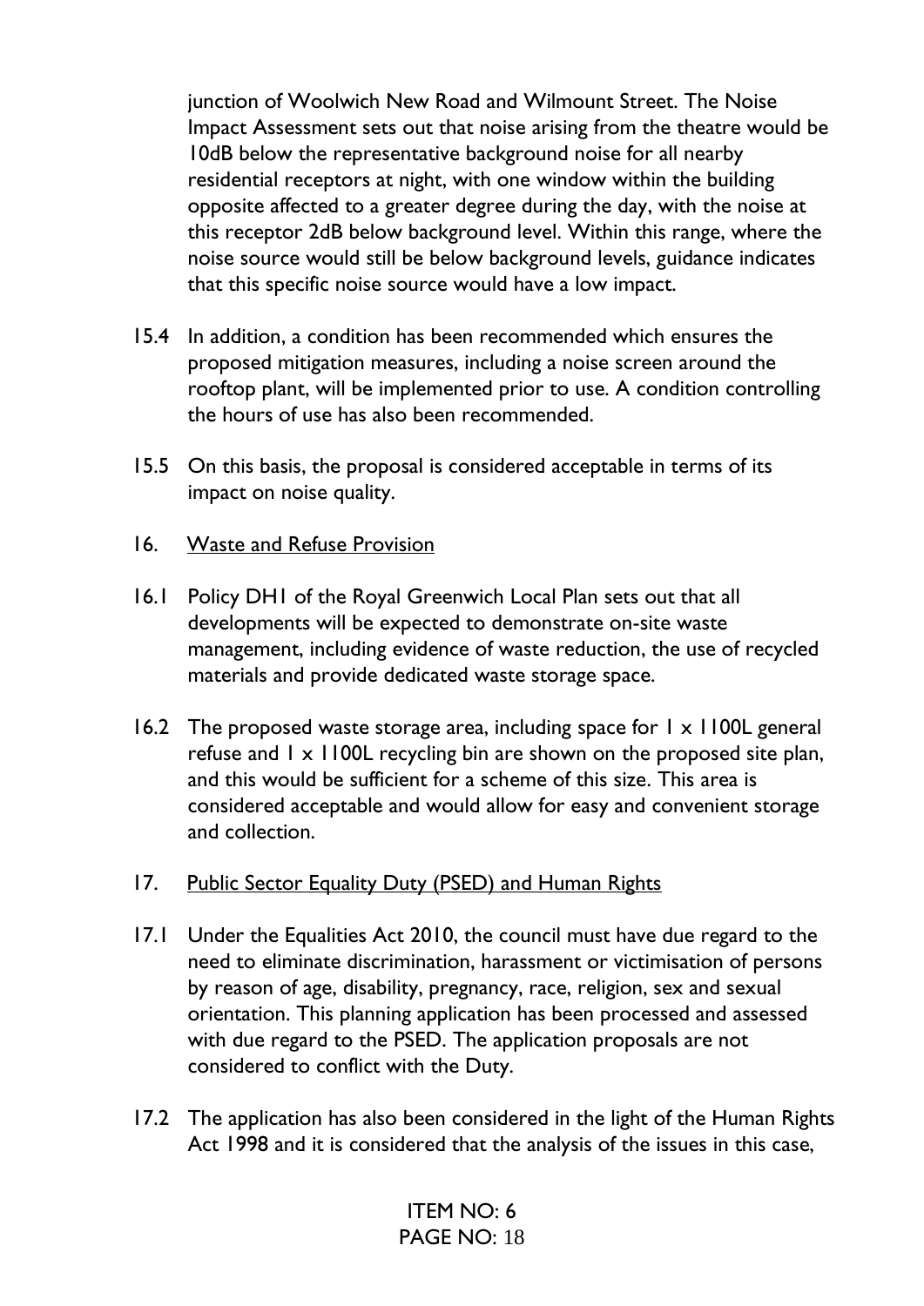junction of Woolwich New Road and Wilmount Street. The Noise Impact Assessment sets out that noise arising from the theatre would be 10dB below the representative background noise for all nearby residential receptors at night, with one window within the building opposite affected to a greater degree during the day, with the noise at this receptor 2dB below background level. Within this range, where the noise source would still be below background levels, guidance indicates that this specific noise source would have a low impact.

15.4 In addition, a condition has been recommended which ensures the proposed mitigation measures, including a noise screen around the rooftop plant, will be implemented prior to use. A condition controlling the hours of use has also been recommended.

15.5 On this basis, the proposal is considered acceptable in terms of its impact on noise quality.

## 16. Waste and Refuse Provision

16.1 Policy DH1 of the Royal Greenwich Local Plan sets out that all developments will be expected to demonstrate on-site waste management, including evidence of waste reduction, the use of recycled materials and provide dedicated waste storage space.

16.2 The proposed waste storage area, including space for 1 x 1100L general refuse and 1 x 1100L recycling bin are shown on the proposed site plan, and this would be sufficient for a scheme of this size. This area is considered acceptable and would allow for easy and convenient storage and collection.

## 17. Public Sector Equality Duty (PSED) and Human Rights

17.1 Under the Equalities Act 2010, the council must have due regard to the need to eliminate discrimination, harassment or victimisation of persons by reason of age, disability, pregnancy, race, religion, sex and sexual orientation. This planning application has been processed and assessed with due regard to the PSED. The application proposals are not considered to conflict with the Duty.

17.2 The application has also been considered in the light of the Human Rights Act 1998 and it is considered that the analysis of the issues in this case,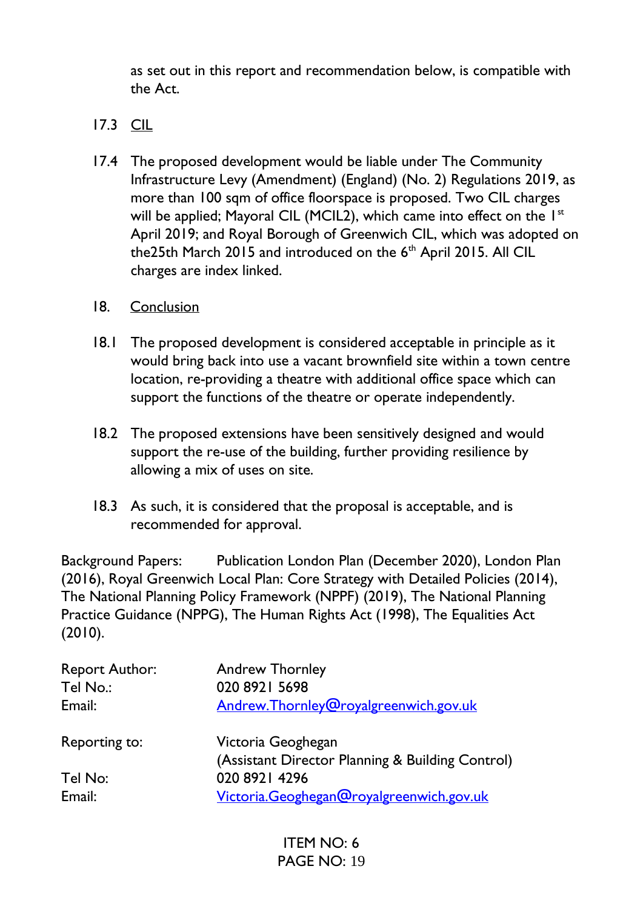as set out in this report and recommendation below, is compatible with the Act.

17.3 CIL

17.4 The proposed development would be liable under The Community Infrastructure Levy (Amendment) (England) (No. 2) Regulations 2019, as more than 100 sqm of office floorspace is proposed. Two CIL charges will be applied; Mayoral CIL (MCIL2), which came into effect on the 1st April 2019; and Royal Borough of Greenwich CIL, which was adopted on the25th March 2015 and introduced on the 6th April 2015. All CIL charges are index linked.

18. Conclusion

18.1 The proposed development is considered acceptable in principle as it would bring back into use a vacant brownfield site within a town centre location, re-providing a theatre with additional office space which can support the functions of the theatre or operate independently.

18.2 The proposed extensions have been sensitively designed and would support the re-use of the building, further providing resilience by allowing a mix of uses on site.

18.3 As such, it is considered that the proposal is acceptable, and is recommended for approval.

Background Papers: Publication London Plan (December 2020), London Plan (2016), Royal Greenwich Local Plan: Core Strategy with Detailed Policies (2014), The National Planning Policy Framework (NPPF) (2019), The National Planning Practice Guidance (NPPG), The Human Rights Act (1998), The Equalities Act (2010).

| | |
|---|---|
| Report Author: | Andrew Thornley |
| Tel No.: | 020 8921 5698 |
| Email: | Andrew.Thornley@royalgreenwich.gov.uk |
| | |
| Reporting to: | Victoria Geoghegan (Assistant Director Planning & Building Control) |
| Tel No: | 020 8921 4296 |
| Email: | Victoria.Geoghegan@royalgreenwich.gov.uk |

ITEM NO: 6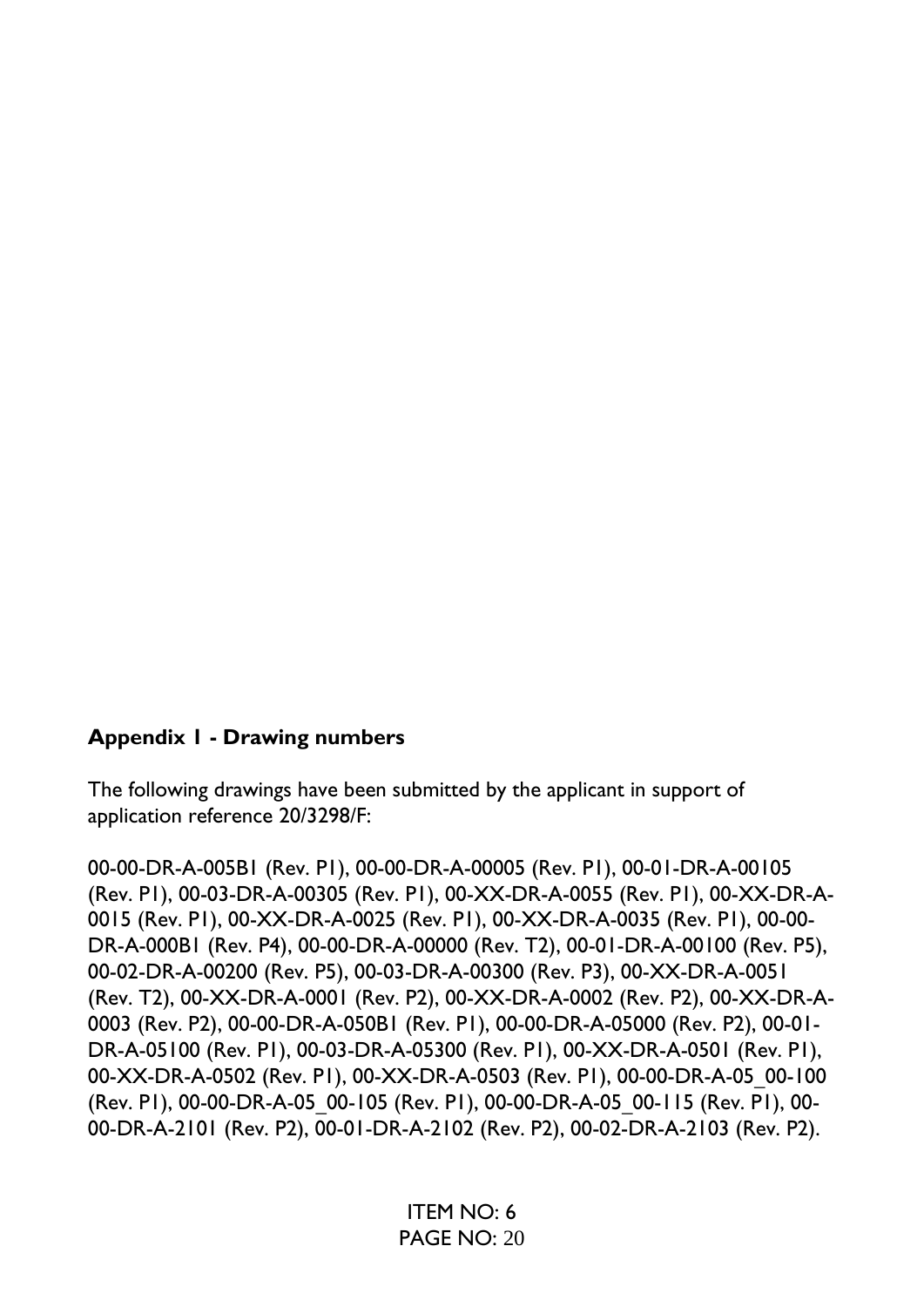**Appendix 1 - Drawing numbers**

The following drawings have been submitted by the applicant in support of application reference 20/3298/F:

00-00-DR-A-005B1 (Rev. P1), 00-00-DR-A-00005 (Rev. P1), 00-01-DR-A-00105 (Rev. P1), 00-03-DR-A-00305 (Rev. P1), 00-XX-DR-A-0055 (Rev. P1), 00-XX-DR-A-0015 (Rev. P1), 00-XX-DR-A-0025 (Rev. P1), 00-XX-DR-A-0035 (Rev. P1), 00-00-DR-A-000B1 (Rev. P4), 00-00-DR-A-00000 (Rev. T2), 00-01-DR-A-00100 (Rev. P5), 00-02-DR-A-00200 (Rev. P5), 00-03-DR-A-00300 (Rev. P3), 00-XX-DR-A-0051 (Rev. T2), 00-XX-DR-A-0001 (Rev. P2), 00-XX-DR-A-0002 (Rev. P2), 00-XX-DR-A-0003 (Rev. P2), 00-00-DR-A-050B1 (Rev. P1), 00-00-DR-A-05000 (Rev. P2), 00-01-DR-A-05100 (Rev. P1), 00-03-DR-A-05300 (Rev. P1), 00-XX-DR-A-0501 (Rev. P1), 00-XX-DR-A-0502 (Rev. P1), 00-XX-DR-A-0503 (Rev. P1), 00-00-DR-A-05_00-100 (Rev. P1), 00-00-DR-A-05_00-105 (Rev. P1), 00-00-DR-A-05_00-115 (Rev. P1), 00-00-DR-A-2101 (Rev. P2), 00-01-DR-A-2102 (Rev. P2), 00-02-DR-A-2103 (Rev. P2).

ITEM NO: 6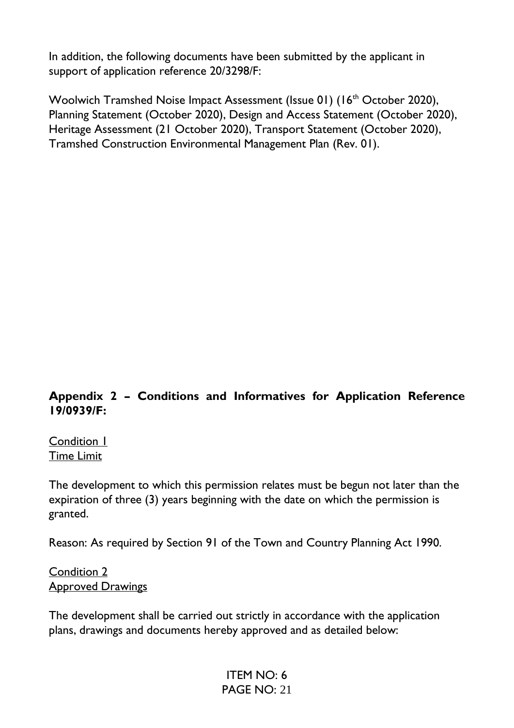In addition, the following documents have been submitted by the applicant in support of application reference 20/3298/F:

Woolwich Tramshed Noise Impact Assessment (Issue 01) (16th October 2020), Planning Statement (October 2020), Design and Access Statement (October 2020), Heritage Assessment (21 October 2020), Transport Statement (October 2020), Tramshed Construction Environmental Management Plan (Rev. 01).

**Appendix 2 – Conditions and Informatives for Application Reference 19/0939/F:**

Condition 1
Time Limit

The development to which this permission relates must be begun not later than the expiration of three (3) years beginning with the date on which the permission is granted.

Reason: As required by Section 91 of the Town and Country Planning Act 1990.

Condition 2
Approved Drawings

The development shall be carried out strictly in accordance with the application plans, drawings and documents hereby approved and as detailed below: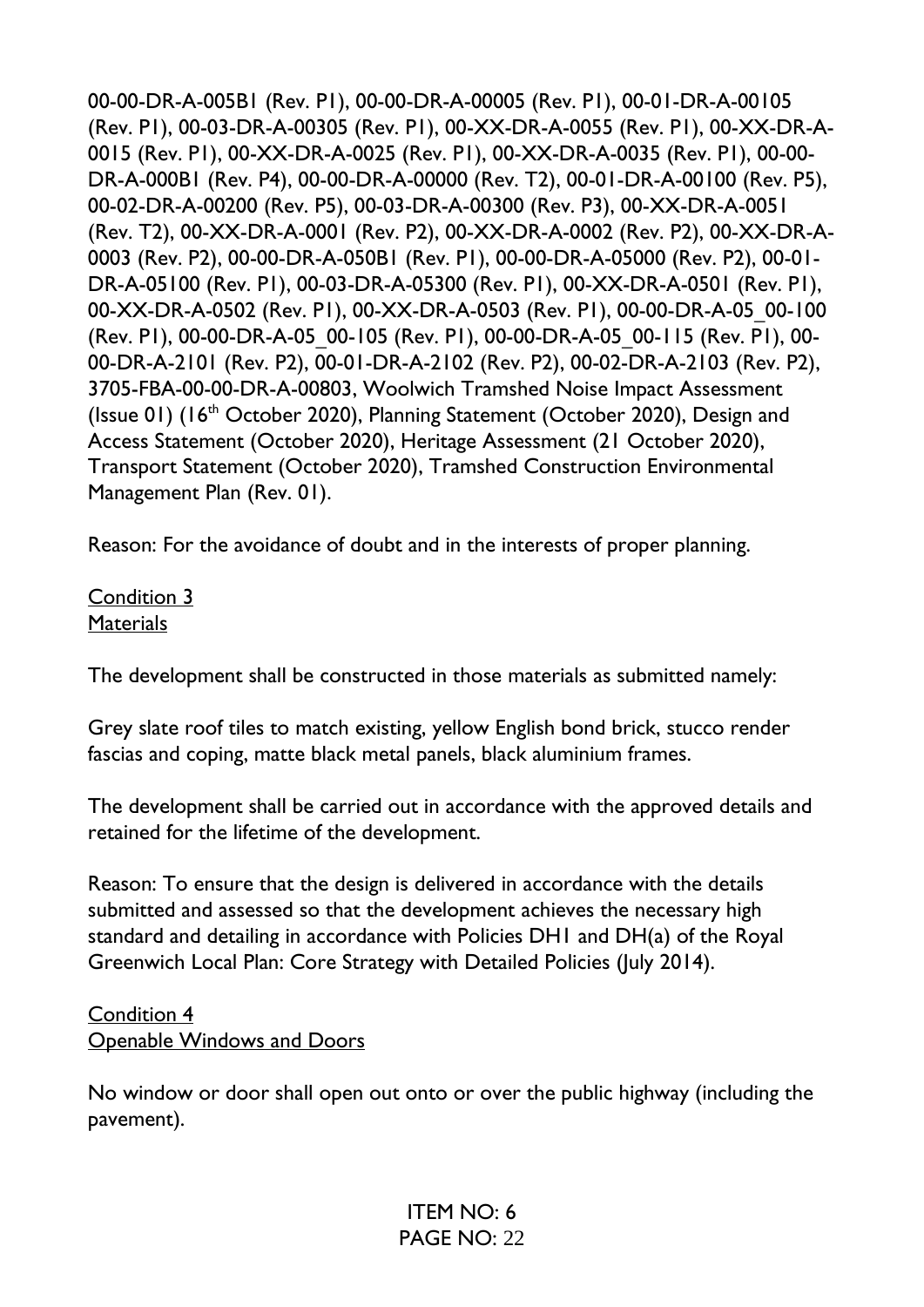00-00-DR-A-005B1 (Rev. P1), 00-00-DR-A-00005 (Rev. P1), 00-01-DR-A-00105 (Rev. P1), 00-03-DR-A-00305 (Rev. P1), 00-XX-DR-A-0055 (Rev. P1), 00-XX-DR-A-0015 (Rev. P1), 00-XX-DR-A-0025 (Rev. P1), 00-XX-DR-A-0035 (Rev. P1), 00-00-DR-A-000B1 (Rev. P4), 00-00-DR-A-00000 (Rev. T2), 00-01-DR-A-00100 (Rev. P5), 00-02-DR-A-00200 (Rev. P5), 00-03-DR-A-00300 (Rev. P3), 00-XX-DR-A-0051 (Rev. T2), 00-XX-DR-A-0001 (Rev. P2), 00-XX-DR-A-0002 (Rev. P2), 00-XX-DR-A-0003 (Rev. P2), 00-00-DR-A-050B1 (Rev. P1), 00-00-DR-A-05000 (Rev. P2), 00-01-DR-A-05100 (Rev. P1), 00-03-DR-A-05300 (Rev. P1), 00-XX-DR-A-0501 (Rev. P1), 00-XX-DR-A-0502 (Rev. P1), 00-XX-DR-A-0503 (Rev. P1), 00-00-DR-A-05_00-100 (Rev. P1), 00-00-DR-A-05_00-105 (Rev. P1), 00-00-DR-A-05_00-115 (Rev. P1), 00-00-DR-A-2101 (Rev. P2), 00-01-DR-A-2102 (Rev. P2), 00-02-DR-A-2103 (Rev. P2), 3705-FBA-00-00-DR-A-00803, Woolwich Tramshed Noise Impact Assessment (Issue 01) (16th October 2020), Planning Statement (October 2020), Design and Access Statement (October 2020), Heritage Assessment (21 October 2020), Transport Statement (October 2020), Tramshed Construction Environmental Management Plan (Rev. 01).

Reason: For the avoidance of doubt and in the interests of proper planning.

<u>Condition 3</u>
<u>Materials</u>

The development shall be constructed in those materials as submitted namely:

Grey slate roof tiles to match existing, yellow English bond brick, stucco render fascias and coping, matte black metal panels, black aluminium frames.

The development shall be carried out in accordance with the approved details and retained for the lifetime of the development.

Reason: To ensure that the design is delivered in accordance with the details submitted and assessed so that the development achieves the necessary high standard and detailing in accordance with Policies DH1 and DH(a) of the Royal Greenwich Local Plan: Core Strategy with Detailed Policies (July 2014).

<u>Condition 4</u>
<u>Openable Windows and Doors</u>

No window or door shall open out onto or over the public highway (including the pavement).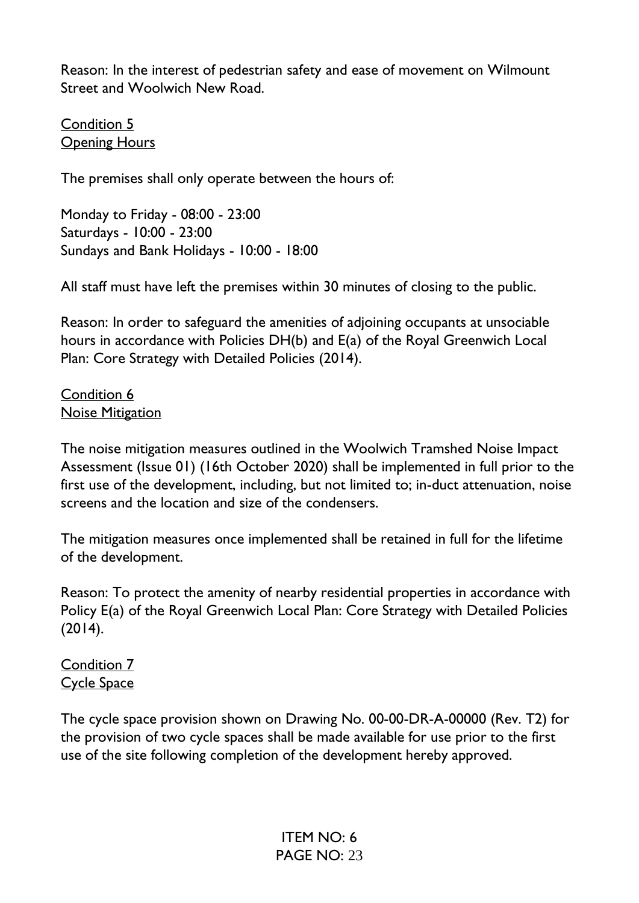Reason: In the interest of pedestrian safety and ease of movement on Wilmount Street and Woolwich New Road.

<u>Condition 5</u>
<u>Opening Hours</u>

The premises shall only operate between the hours of:

Monday to Friday - 08:00 - 23:00
Saturdays - 10:00 - 23:00
Sundays and Bank Holidays - 10:00 - 18:00

All staff must have left the premises within 30 minutes of closing to the public.

Reason: In order to safeguard the amenities of adjoining occupants at unsociable hours in accordance with Policies DH(b) and E(a) of the Royal Greenwich Local Plan: Core Strategy with Detailed Policies (2014).

<u>Condition 6</u>
<u>Noise Mitigation</u>

The noise mitigation measures outlined in the Woolwich Tramshed Noise Impact Assessment (Issue 01) (16th October 2020) shall be implemented in full prior to the first use of the development, including, but not limited to; in-duct attenuation, noise screens and the location and size of the condensers.

The mitigation measures once implemented shall be retained in full for the lifetime of the development.

Reason: To protect the amenity of nearby residential properties in accordance with Policy E(a) of the Royal Greenwich Local Plan: Core Strategy with Detailed Policies (2014).

<u>Condition 7</u>
<u>Cycle Space</u>

The cycle space provision shown on Drawing No. 00-00-DR-A-00000 (Rev. T2) for the provision of two cycle spaces shall be made available for use prior to the first use of the site following completion of the development hereby approved.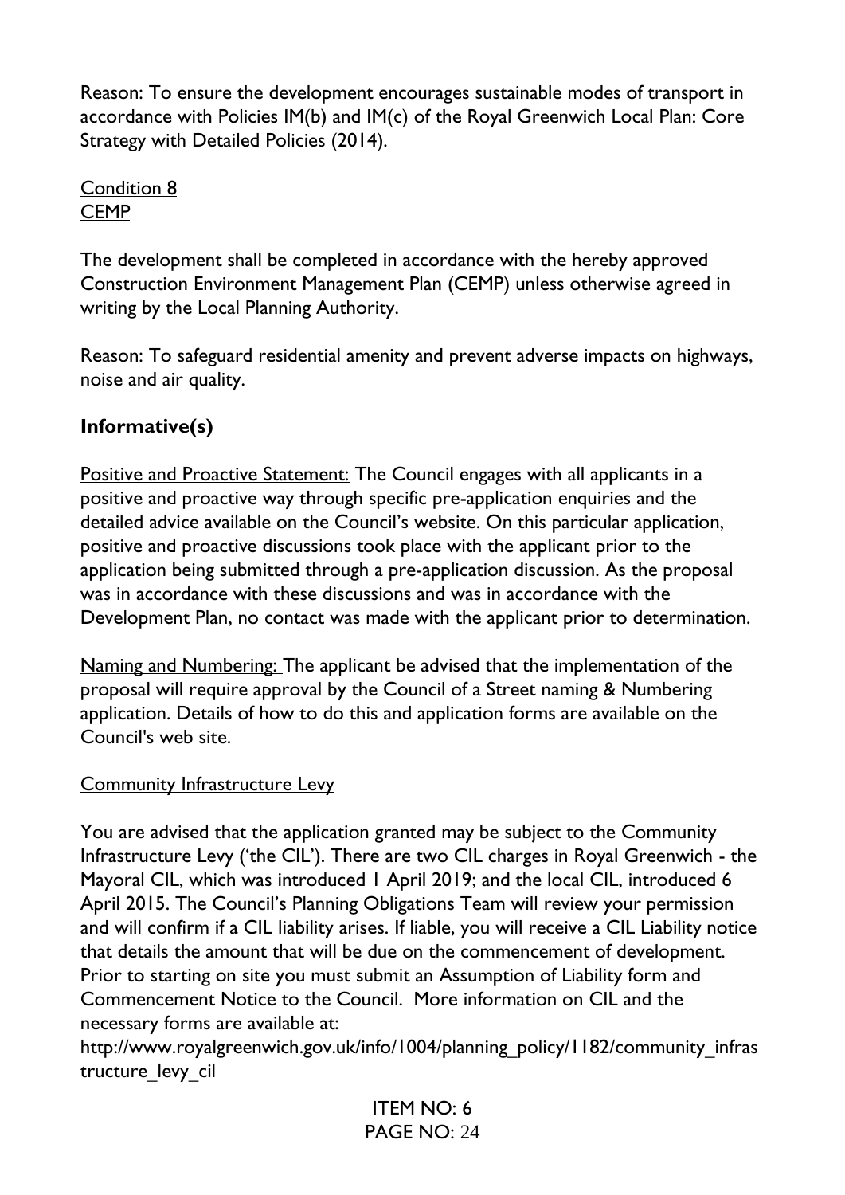Reason: To ensure the development encourages sustainable modes of transport in accordance with Policies IM(b) and IM(c) of the Royal Greenwich Local Plan: Core Strategy with Detailed Policies (2014).

Condition 8
CEMP

The development shall be completed in accordance with the hereby approved Construction Environment Management Plan (CEMP) unless otherwise agreed in writing by the Local Planning Authority.

Reason: To safeguard residential amenity and prevent adverse impacts on highways, noise and air quality.

**Informative(s)**

Positive and Proactive Statement: The Council engages with all applicants in a positive and proactive way through specific pre-application enquiries and the detailed advice available on the Council's website. On this particular application, positive and proactive discussions took place with the applicant prior to the application being submitted through a pre-application discussion. As the proposal was in accordance with these discussions and was in accordance with the Development Plan, no contact was made with the applicant prior to determination.

Naming and Numbering: The applicant be advised that the implementation of the proposal will require approval by the Council of a Street naming & Numbering application. Details of how to do this and application forms are available on the Council's web site.

Community Infrastructure Levy

You are advised that the application granted may be subject to the Community Infrastructure Levy ('the CIL'). There are two CIL charges in Royal Greenwich - the Mayoral CIL, which was introduced 1 April 2019; and the local CIL, introduced 6 April 2015. The Council's Planning Obligations Team will review your permission and will confirm if a CIL liability arises. If liable, you will receive a CIL Liability notice that details the amount that will be due on the commencement of development. Prior to starting on site you must submit an Assumption of Liability form and Commencement Notice to the Council. More information on CIL and the necessary forms are available at:
http://www.royalgreenwich.gov.uk/info/1004/planning_policy/1182/community_infrastructure_levy_cil

ITEM NO: 6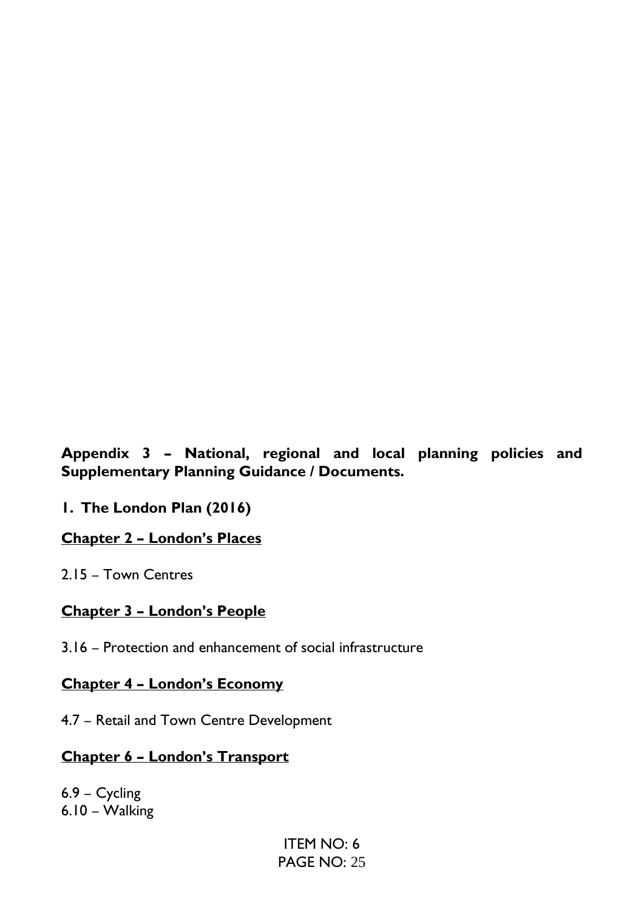**Appendix 3 – National, regional and local planning policies and Supplementary Planning Guidance / Documents.**

**1. The London Plan (2016)**

**<u>Chapter 2 – London's Places</u>**

2.15 – Town Centres

**<u>Chapter 3 – London's People</u>**

3.16 – Protection and enhancement of social infrastructure

**<u>Chapter 4 – London's Economy</u>**

4.7 – Retail and Town Centre Development

**<u>Chapter 6 – London's Transport</u>**

6.9 – Cycling
6.10 – Walking

ITEM NO: 6
PAGE NO: 25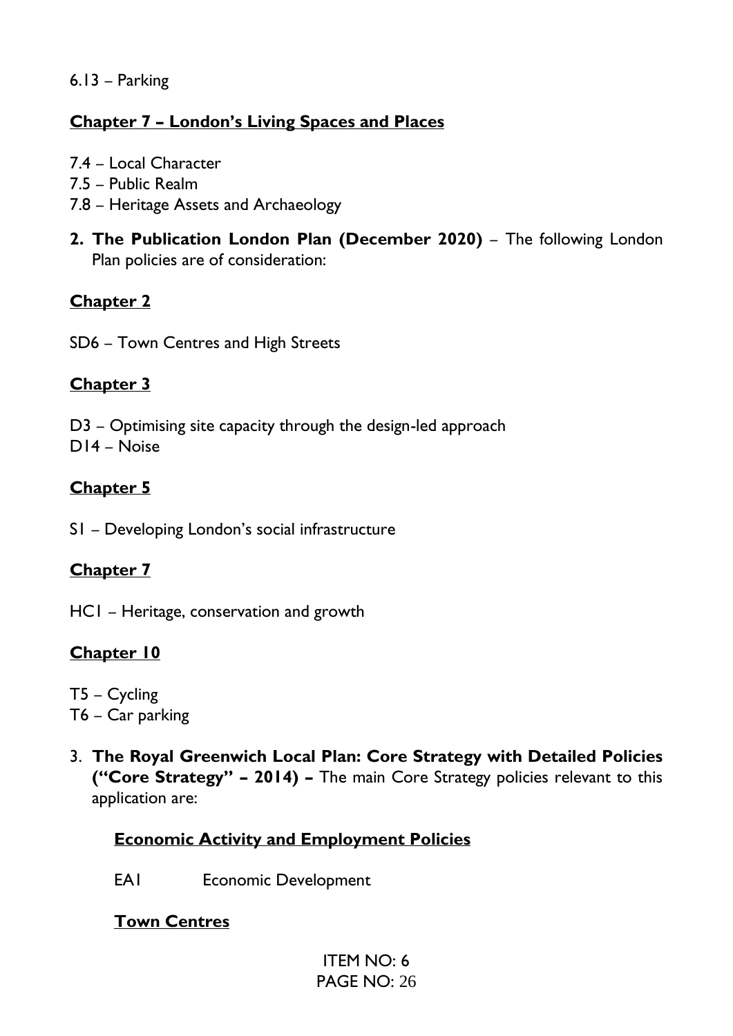6.13 – Parking

**Chapter 7 – London's Living Spaces and Places**

7.4 – Local Character
7.5 – Public Realm
7.8 – Heritage Assets and Archaeology

2. **The Publication London Plan (December 2020)** – The following London Plan policies are of consideration:

**Chapter 2**

SD6 – Town Centres and High Streets

**Chapter 3**

D3 – Optimising site capacity through the design-led approach
D14 – Noise

**Chapter 5**

S1 – Developing London's social infrastructure

**Chapter 7**

HC1 – Heritage, conservation and growth

**Chapter 10**

T5 – Cycling
T6 – Car parking

3. **The Royal Greenwich Local Plan: Core Strategy with Detailed Policies ("Core Strategy" – 2014) –** The main Core Strategy policies relevant to this application are:

   **Economic Activity and Employment Policies**

   EA1 Economic Development

   **Town Centres**

ITEM NO: 6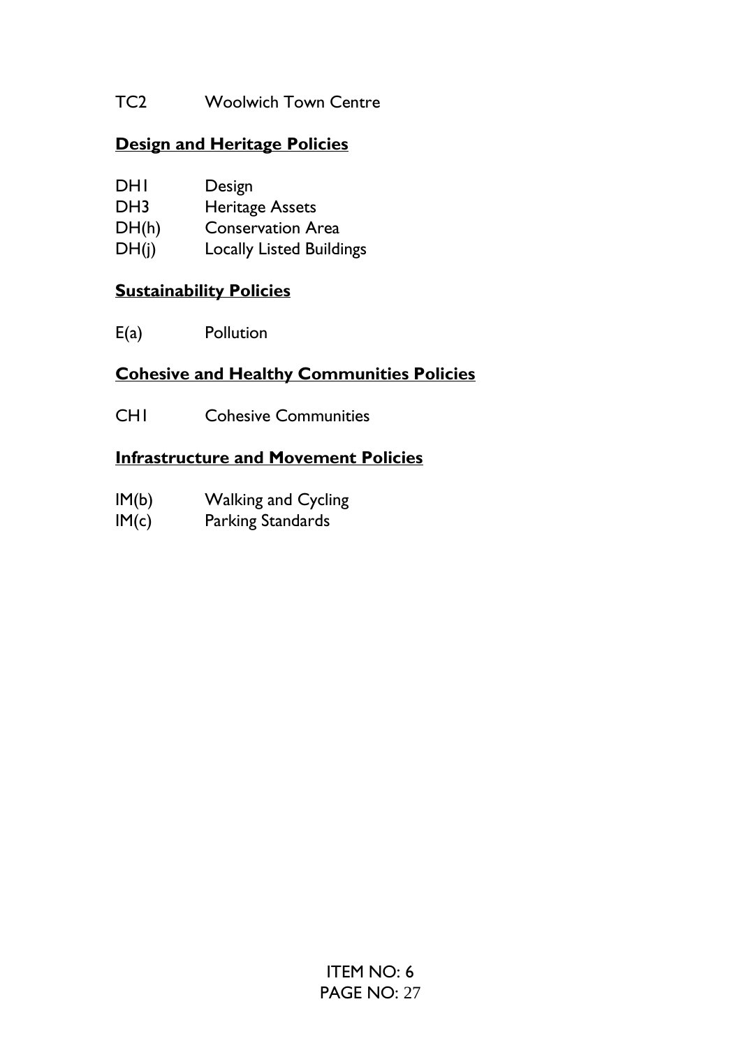TC2 Woolwich Town Centre

**Design and Heritage Policies**

DH1 Design
DH3 Heritage Assets
DH(h) Conservation Area
DH(j) Locally Listed Buildings

**Sustainability Policies**

E(a) Pollution

**Cohesive and Healthy Communities Policies**

CH1 Cohesive Communities

**Infrastructure and Movement Policies**

IM(b) Walking and Cycling
IM(c) Parking Standards

ITEM NO: 6